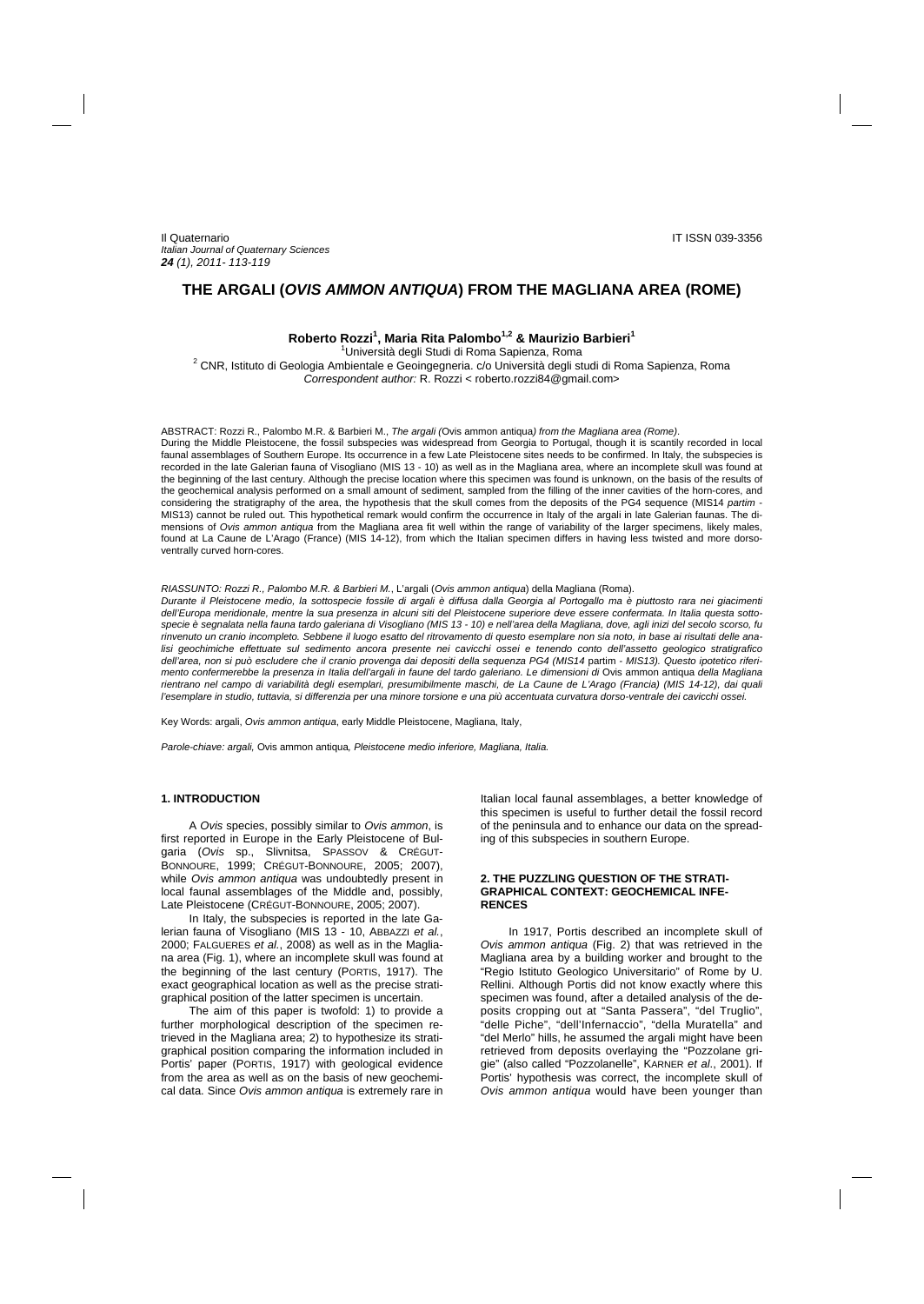Il Quaternario
*Italian Journal of Quaternary Sciences*
***24** (1), 2011- 113-119*

IT ISSN 039-3356

# THE ARGALI (*OVIS AMMON ANTIQUA*) FROM THE MAGLIANA AREA (ROME)

**Roberto Rozzi[1], Maria Rita Palombo[1,2] & Maurizio Barbieri[1]**

[1]Università degli Studi di Roma Sapienza, Roma
[2] CNR, Istituto di Geologia Ambientale e Geoingegneria. c/o Università degli studi di Roma Sapienza, Roma
*Correspondent author:* R. Rozzi < roberto.rozzi84@gmail.com>

ABSTRACT: Rozzi R., Palombo M.R. & Barbieri M., *The argali (*Ovis ammon antiqua*) from the Magliana area (Rome)*.
During the Middle Pleistocene, the fossil subspecies was widespread from Georgia to Portugal, though it is scantily recorded in local faunal assemblages of Southern Europe. Its occurrence in a few Late Pleistocene sites needs to be confirmed. In Italy, the subspecies is recorded in the late Galerian fauna of Visogliano (MIS 13 - 10) as well as in the Magliana area, where an incomplete skull was found at the beginning of the last century. Although the precise location where this specimen was found is unknown, on the basis of the results of the geochemical analysis performed on a small amount of sediment, sampled from the filling of the inner cavities of the horn-cores, and considering the stratigraphy of the area, the hypothesis that the skull comes from the deposits of the PG4 sequence (MIS14 *partim* - MIS13) cannot be ruled out. This hypothetical remark would confirm the occurrence in Italy of the argali in late Galerian faunas. The dimensions of *Ovis ammon antiqua* from the Magliana area fit well within the range of variability of the larger specimens, likely males, found at La Caune de L'Arago (France) (MIS 14-12), from which the Italian specimen differs in having less twisted and more dorsoventrally curved horn-cores.

*RIASSUNTO: Rozzi R., Palombo M.R. & Barbieri M.*, L'argali (*Ovis ammon antiqua*) della Magliana (Roma).
*Durante il Pleistocene medio, la sottospecie fossile di argali è diffusa dalla Georgia al Portogallo ma è piuttosto rara nei giacimenti dell'Europa meridionale, mentre la sua presenza in alcuni siti del Pleistocene superiore deve essere confermata. In Italia questa sottospecie è segnalata nella fauna tardo galeriana di Visogliano (MIS 13 - 10) e nell'area della Magliana, dove, agli inizi del secolo scorso, fu rinvenuto un cranio incompleto. Sebbene il luogo esatto del ritrovamento di questo esemplare non sia noto, in base ai risultati delle analisi geochimiche effettuate sul sedimento ancora presente nei cavicchi ossei e tenendo conto dell'assetto geologico stratigrafico dell'area, non si può escludere che il cranio provenga dai depositi della sequenza PG4 (MIS14* partim *- MIS13). Questo ipotetico riferimento confermerebbe la presenza in Italia dell'argali in faune del tardo galeriano. Le dimensioni di* Ovis ammon antiqua *della Magliana rientrano nel campo di variabilità degli esemplari, presumibilmente maschi, de La Caune de L'Arago (Francia) (MIS 14-12), dai quali l'esemplare in studio, tuttavia, si differenzia per una minore torsione e una più accentuata curvatura dorso-ventrale dei cavicchi ossei.*

Key Words: argali, *Ovis ammon antiqua*, early Middle Pleistocene, Magliana, Italy,

*Parole-chiave: argali,* Ovis ammon antiqua*, Pleistocene medio inferiore, Magliana, Italia.*

## 1. INTRODUCTION

A *Ovis* species, possibly similar to *Ovis ammon*, is first reported in Europe in the Early Pleistocene of Bulgaria (*Ovis* sp., Slivnitsa, SPASSOV & CRÉGUT-BONNOURE, 1999; CRÉGUT-BONNOURE, 2005; 2007), while *Ovis ammon antiqua* was undoubtedly present in local faunal assemblages of the Middle and, possibly, Late Pleistocene (CRÉGUT-BONNOURE, 2005; 2007).

In Italy, the subspecies is reported in the late Galerian fauna of Visogliano (MIS 13 - 10, ABBAZZI *et al.*, 2000; FALGUERES *et al.*, 2008) as well as in the Magliana area (Fig. 1), where an incomplete skull was found at the beginning of the last century (PORTIS, 1917). The exact geographical location as well as the precise stratigraphical position of the latter specimen is uncertain.

The aim of this paper is twofold: 1) to provide a further morphological description of the specimen retrieved in the Magliana area; 2) to hypothesize its stratigraphical position comparing the information included in Portis' paper (PORTIS, 1917) with geological evidence from the area as well as on the basis of new geochemical data. Since *Ovis ammon antiqua* is extremely rare in Italian local faunal assemblages, a better knowledge of this specimen is useful to further detail the fossil record of the peninsula and to enhance our data on the spreading of this subspecies in southern Europe.

## 2. THE PUZZLING QUESTION OF THE STRATIGRAPHICAL CONTEXT: GEOCHEMICAL INFERENCES

In 1917, Portis described an incomplete skull of *Ovis ammon antiqua* (Fig. 2) that was retrieved in the Magliana area by a building worker and brought to the "Regio Istituto Geologico Universitario" of Rome by U. Rellini. Although Portis did not know exactly where this specimen was found, after a detailed analysis of the deposits cropping out at "Santa Passera", "del Truglio", "delle Piche", "dell'Infernaccio", "della Muratella" and "del Merlo" hills, he assumed the argali might have been retrieved from deposits overlaying the "Pozzolane grigie" (also called "Pozzolanelle", KARNER *et al.*, 2001). If Portis' hypothesis was correct, the incomplete skull of *Ovis ammon antiqua* would have been younger than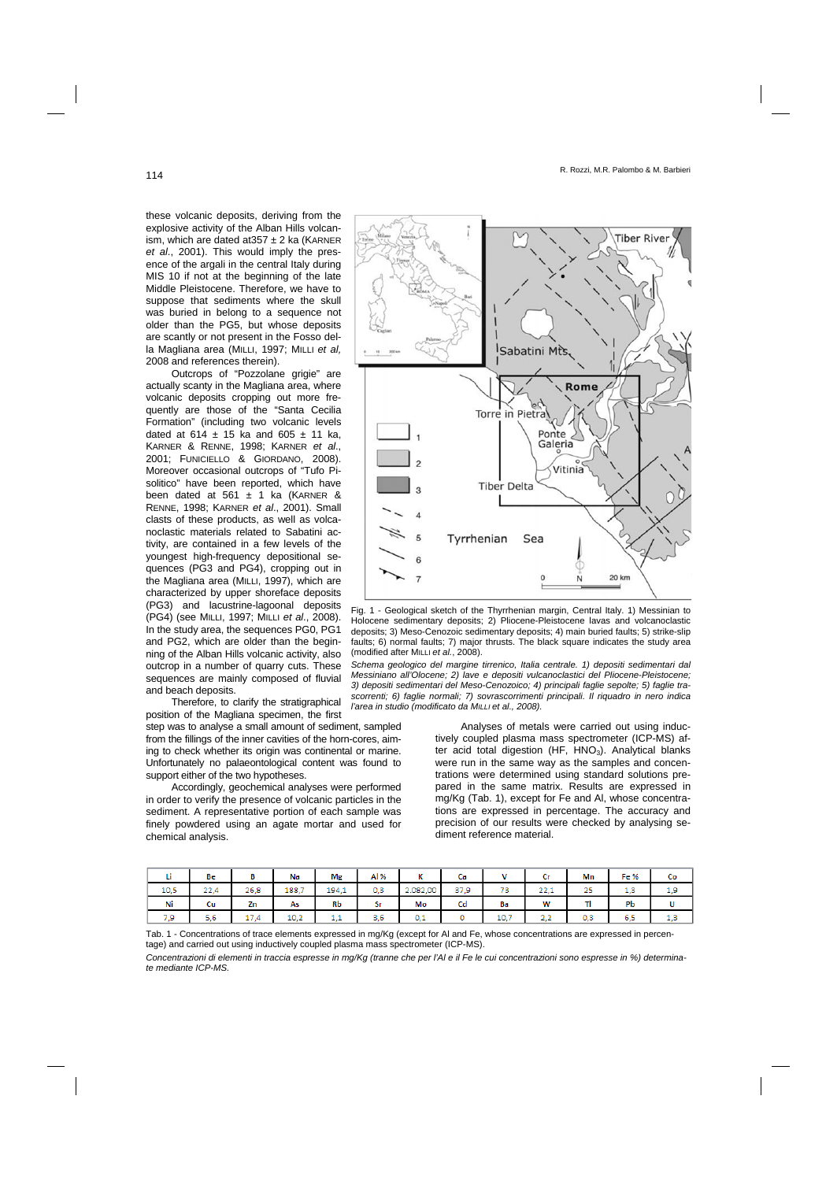these volcanic deposits, deriving from the explosive activity of the Alban Hills volcanism, which are dated at357 ± 2 ka (KARNER *et al.*, 2001). This would imply the presence of the argali in the central Italy during MIS 10 if not at the beginning of the late Middle Pleistocene. Therefore, we have to suppose that sediments where the skull was buried in belong to a sequence not older than the PG5, but whose deposits are scantly or not present in the Fosso della Magliana area (MILLI, 1997; MILLI *et al*, 2008 and references therein).

Outcrops of "Pozzolane grigie" are actually scanty in the Magliana area, where volcanic deposits cropping out more frequently are those of the "Santa Cecilia Formation" (including two volcanic levels dated at 614 ± 15 ka and 605 ± 11 ka, KARNER & RENNE, 1998; KARNER *et al.*, 2001; FUNICIELLO & GIORDANO, 2008). Moreover occasional outcrops of "Tufo Pisolitico" have been reported, which have been dated at 561 ± 1 ka (KARNER & RENNE, 1998; KARNER *et al.*, 2001). Small clasts of these products, as well as volcanoclastic materials related to Sabatini activity, are contained in a few levels of the youngest high-frequency depositional sequences (PG3 and PG4), cropping out in the Magliana area (MILLI, 1997), which are characterized by upper shoreface deposits (PG3) and lacustrine-lagoonal deposits (PG4) (see MILLI, 1997; MILLI *et al.*, 2008). In the study area, the sequences PG0, PG1 and PG2, which are older than the beginning of the Alban Hills volcanic activity, also outcrop in a number of quarry cuts. These sequences are mainly composed of fluvial and beach deposits.

Fig. 1 - Geological sketch of the Thyrrhenian margin, Central Italy. 1) Messinian to Holocene sedimentary deposits; 2) Pliocene-Pleistocene lavas and volcanoclastic deposits; 3) Meso-Cenozoic sedimentary deposits; 4) main buried faults; 5) strike-slip faults; 6) normal faults; 7) major thrusts. The black square indicates the study area (modified after MILLI *et al.*, 2008).

*Schema geologico del margine tirrenico, Italia centrale. 1) depositi sedimentari dal Messiniano all'Olocene; 2) lave e depositi vulcanoclastici del Pliocene-Pleistocene; 3) depositi sedimentari del Meso-Cenozoico; 4) principali faglie sepolte; 5) faglie trascorrenti; 6) faglie normali; 7) sovrascorrimenti principali. Il riquadro in nero indica l'area in studio (modificato da MILLI et al., 2008).*

Therefore, to clarify the stratigraphical position of the Magliana specimen, the first step was to analyse a small amount of sediment, sampled from the fillings of the inner cavities of the horn-cores, aiming to check whether its origin was continental or marine. Unfortunately no palaeontological content was found to support either of the two hypotheses.

Accordingly, geochemical analyses were performed in order to verify the presence of volcanic particles in the sediment. A representative portion of each sample was finely powdered using an agate mortar and used for chemical analysis.

Analyses of metals were carried out using inductively coupled plasma mass spectrometer (ICP-MS) after acid total digestion (HF, $HNO_3$). Analytical blanks were run in the same way as the samples and concentrations were determined using standard solutions prepared in the same matrix. Results are expressed in mg/Kg (Tab. 1), except for Fe and Al, whose concentrations are expressed in percentage. The accuracy and precision of our results were checked by analysing sediment reference material.

| Li | Be | B | Na | Mg | Al % | K | Ca | V | Cr | Mn | Fe % | Co |
|---|---|---|---|---|---|---|---|---|---|---|---|---|
| 10,5 | 22,4 | 26,8 | 188,7 | 194,1 | 0,3 | 2.082,00 | 37,9 | 73 | 22,1 | 25 | 1,3 | 1,9 |
| **Ni** | **Cu** | **Zn** | **As** | **Rb** | **Sr** | **Mo** | **Cd** | **Ba** | **W** | **Tl** | **Pb** | **U** |
| 7,9 | 5,6 | 17,4 | 10,2 | 1,1 | 3,6 | 0,1 | 0 | 10,7 | 2,2 | 0,3 | 6,5 | 1,3 |

Tab. 1 - Concentrations of trace elements expressed in mg/Kg (except for Al and Fe, whose concentrations are expressed in percentage) and carried out using inductively coupled plasma mass spectrometer (ICP-MS).

*Concentrazioni di elementi in traccia espresse in mg/Kg (tranne che per l'Al e il Fe le cui concentrazioni sono espresse in %) determinate mediante ICP-MS.*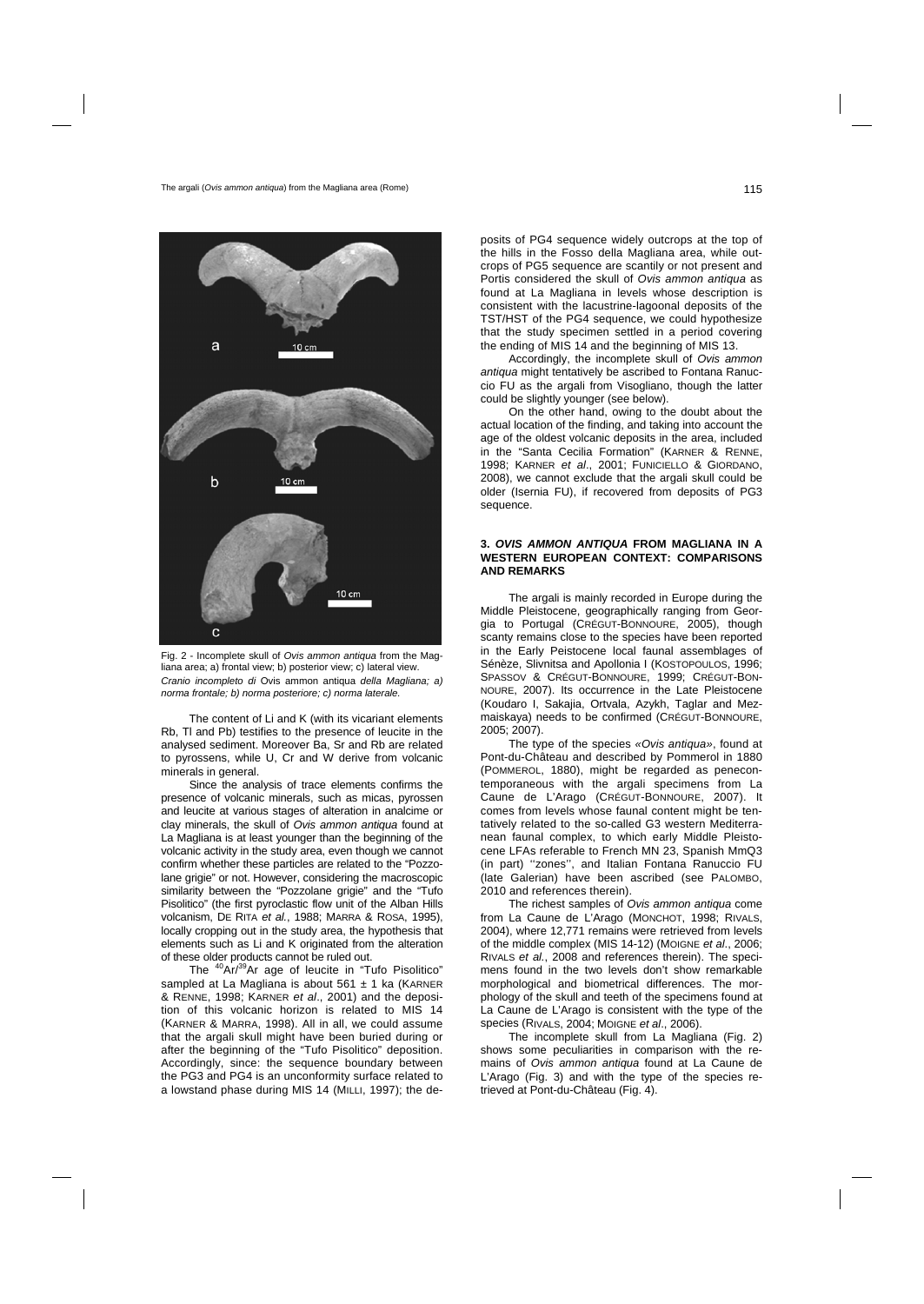Fig. 2 - Incomplete skull of *Ovis ammon antiqua* from the Magliana area; a) frontal view; b) posterior view; c) lateral view.
*Cranio incompleto di* Ovis ammon antiqua *della Magliana; a) norma frontale; b) norma posteriore; c) norma laterale.*

The content of Li and K (with its vicariant elements Rb, Tl and Pb) testifies to the presence of leucite in the analysed sediment. Moreover Ba, Sr and Rb are related to pyrossens, while U, Cr and W derive from volcanic minerals in general.

Since the analysis of trace elements confirms the presence of volcanic minerals, such as micas, pyrossen and leucite at various stages of alteration in analcime or clay minerals, the skull of *Ovis ammon antiqua* found at La Magliana is at least younger than the beginning of the volcanic activity in the study area, even though we cannot confirm whether these particles are related to the "Pozzolane grigie" or not. However, considering the macroscopic similarity between the "Pozzolane grigie" and the "Tufo Pisolitico" (the first pyroclastic flow unit of the Alban Hills volcanism, DE RITA *et al.*, 1988; MARRA & ROSA, 1995), locally cropping out in the study area, the hypothesis that elements such as Li and K originated from the alteration of these older products cannot be ruled out.

The $^{40}$Ar/$^{39}$Ar age of leucite in "Tufo Pisolitico" sampled at La Magliana is about 561 ± 1 ka (KARNER & RENNE, 1998; KARNER *et al*., 2001) and the deposition of this volcanic horizon is related to MIS 14 (KARNER & MARRA, 1998). All in all, we could assume that the argali skull might have been buried during or after the beginning of the "Tufo Pisolitico" deposition. Accordingly, since: the sequence boundary between the PG3 and PG4 is an unconformity surface related to a lowstand phase during MIS 14 (MILLI, 1997); the deposits of PG4 sequence widely outcrops at the top of the hills in the Fosso della Magliana area, while outcrops of PG5 sequence are scantily or not present and Portis considered the skull of *Ovis ammon antiqua* as found at La Magliana in levels whose description is consistent with the lacustrine-lagoonal deposits of the TST/HST of the PG4 sequence, we could hypothesize that the study specimen settled in a period covering the ending of MIS 14 and the beginning of MIS 13.

Accordingly, the incomplete skull of *Ovis ammon antiqua* might tentatively be ascribed to Fontana Ranuccio FU as the argali from Visogliano, though the latter could be slightly younger (see below).

On the other hand, owing to the doubt about the actual location of the finding, and taking into account the age of the oldest volcanic deposits in the area, included in the "Santa Cecilia Formation" (KARNER & RENNE, 1998; KARNER *et al*., 2001; FUNICIELLO & GIORDANO, 2008), we cannot exclude that the argali skull could be older (Isernia FU), if recovered from deposits of PG3 sequence.

## 3. *OVIS AMMON ANTIQUA* FROM MAGLIANA IN A WESTERN EUROPEAN CONTEXT: COMPARISONS AND REMARKS

The argali is mainly recorded in Europe during the Middle Pleistocene, geographically ranging from Georgia to Portugal (CRÉGUT-BONNOURE, 2005), though scanty remains close to the species have been reported in the Early Peistocene local faunal assemblages of Sénèze, Slivnitsa and Apollonia I (KOSTOPOULOS, 1996; SPASSOV & CRÉGUT-BONNOURE, 1999; CRÉGUT-BONNOURE, 2007). Its occurrence in the Late Pleistocene (Koudaro I, Sakajia, Ortvala, Azykh, Taglar and Mezmaiskaya) needs to be confirmed (CRÉGUT-BONNOURE, 2005; 2007).

The type of the species *«Ovis antiqua»*, found at Pont-du-Château and described by Pommerol in 1880 (POMMEROL, 1880), might be regarded as penecontemporaneous with the argali specimens from La Caune de L'Arago (CRÉGUT-BONNOURE, 2007). It comes from levels whose faunal content might be tentatively related to the so-called G3 western Mediterranean faunal complex, to which early Middle Pleistocene LFAs referable to French MN 23, Spanish MmQ3 (in part) ''zones'', and Italian Fontana Ranuccio FU (late Galerian) have been ascribed (see PALOMBO, 2010 and references therein).

The richest samples of *Ovis ammon antiqua* come from La Caune de L'Arago (MONCHOT, 1998; RIVALS, 2004), where 12,771 remains were retrieved from levels of the middle complex (MIS 14-12) (MOIGNE *et al*., 2006; RIVALS *et al*., 2008 and references therein). The specimens found in the two levels don't show remarkable morphological and biometrical differences. The morphology of the skull and teeth of the specimens found at La Caune de L'Arago is consistent with the type of the species (RIVALS, 2004; MOIGNE *et al*., 2006).

The incomplete skull from La Magliana (Fig. 2) shows some peculiarities in comparison with the remains of *Ovis ammon antiqua* found at La Caune de L'Arago (Fig. 3) and with the type of the species retrieved at Pont-du-Château (Fig. 4).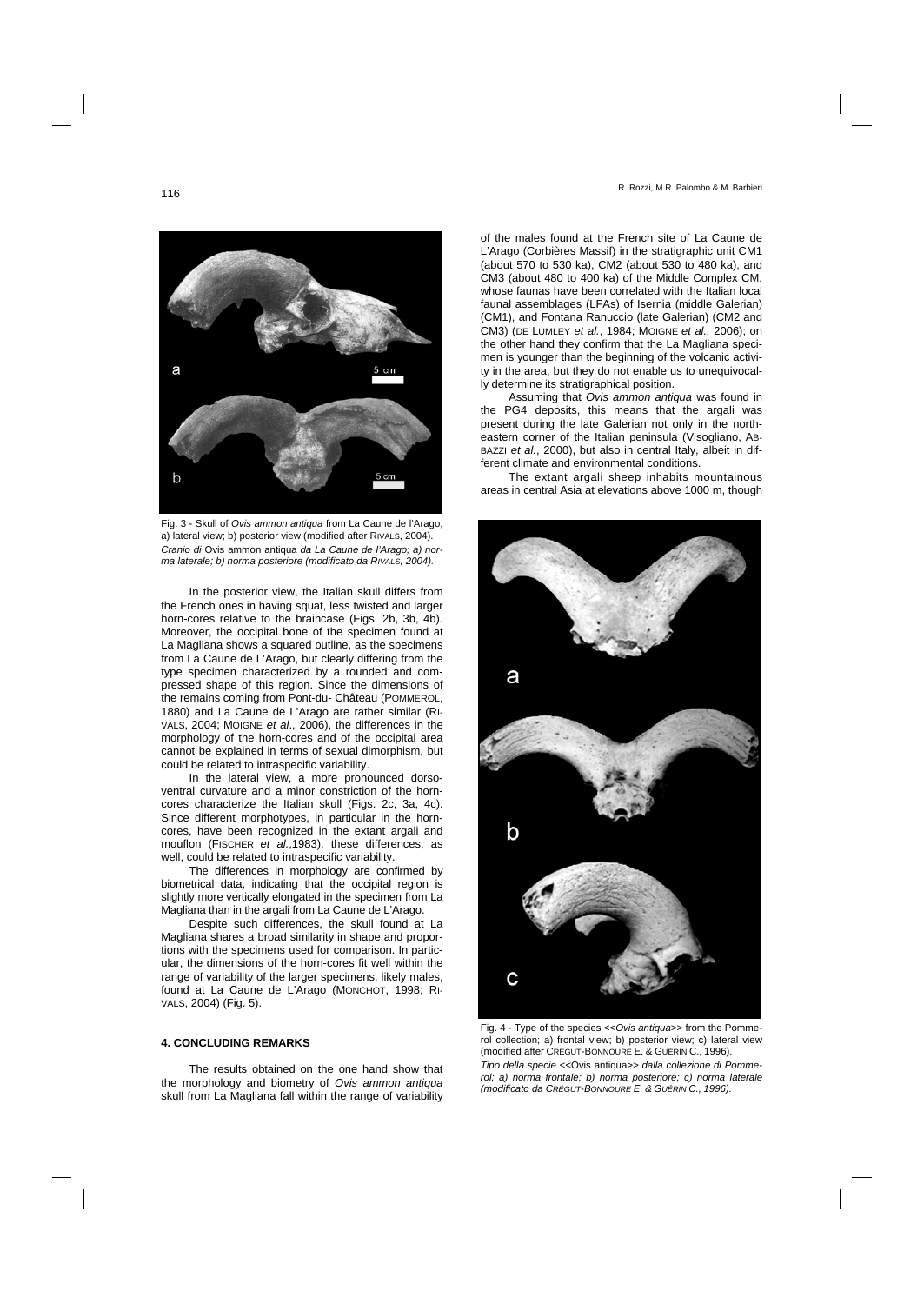Fig. 3 - Skull of *Ovis ammon antiqua* from La Caune de l'Arago; a) lateral view; b) posterior view (modified after RIVALS, 2004).
*Cranio di* Ovis ammon antiqua *da La Caune de l'Arago; a) norma laterale; b) norma posteriore (modificato da RIVALS, 2004).*

In the posterior view, the Italian skull differs from the French ones in having squat, less twisted and larger horn-cores relative to the braincase (Figs. 2b, 3b, 4b). Moreover, the occipital bone of the specimen found at La Magliana shows a squared outline, as the specimens from La Caune de L'Arago, but clearly differing from the type specimen characterized by a rounded and compressed shape of this region. Since the dimensions of the remains coming from Pont-du- Château (POMMEROL, 1880) and La Caune de L'Arago are rather similar (RIVALS, 2004; MOIGNE *et al*., 2006), the differences in the morphology of the horn-cores and of the occipital area cannot be explained in terms of sexual dimorphism, but could be related to intraspecific variability.

In the lateral view, a more pronounced dorso-ventral curvature and a minor constriction of the horn-cores characterize the Italian skull (Figs. 2c, 3a, 4c). Since different morphotypes, in particular in the horn-cores, have been recognized in the extant argali and mouflon (FISCHER *et al.*,1983), these differences, as well, could be related to intraspecific variability.

The differences in morphology are confirmed by biometrical data, indicating that the occipital region is slightly more vertically elongated in the specimen from La Magliana than in the argali from La Caune de L'Arago.

Despite such differences, the skull found at La Magliana shares a broad similarity in shape and proportions with the specimens used for comparison. In particular, the dimensions of the horn-cores fit well within the range of variability of the larger specimens, likely males, found at La Caune de L'Arago (MONCHOT, 1998; RIVALS, 2004) (Fig. 5).

## 4. CONCLUDING REMARKS

The results obtained on the one hand show that the morphology and biometry of *Ovis ammon antiqua* skull from La Magliana fall within the range of variability of the males found at the French site of La Caune de L'Arago (Corbières Massif) in the stratigraphic unit CM1 (about 570 to 530 ka), CM2 (about 530 to 480 ka), and CM3 (about 480 to 400 ka) of the Middle Complex CM, whose faunas have been correlated with the Italian local faunal assemblages (LFAs) of Isernia (middle Galerian) (CM1), and Fontana Ranuccio (late Galerian) (CM2 and CM3) (DE LUMLEY *et al.*, 1984; MOIGNE *et al.,* 2006); on the other hand they confirm that the La Magliana specimen is younger than the beginning of the volcanic activity in the area, but they do not enable us to unequivocally determine its stratigraphical position.

Assuming that *Ovis ammon antiqua* was found in the PG4 deposits, this means that the argali was present during the late Galerian not only in the north-eastern corner of the Italian peninsula (Visogliano, ABBAZZI *et al.*, 2000), but also in central Italy, albeit in different climate and environmental conditions.

The extant argali sheep inhabits mountainous areas in central Asia at elevations above 1000 m, though

Fig. 4 - Type of the species <<*Ovis antiqua*>> from the Pommerol collection; a) frontal view; b) posterior view; c) lateral view (modified after CRÉGUT-BONNOURE E. & GUÉRIN C., 1996).
*Tipo della specie <<*Ovis antiqua*>> dalla collezione di Pommerol; a) norma frontale; b) norma posteriore; c) norma laterale (modificato da CRÉGUT-BONNOURE E. & GUÉRIN C., 1996).*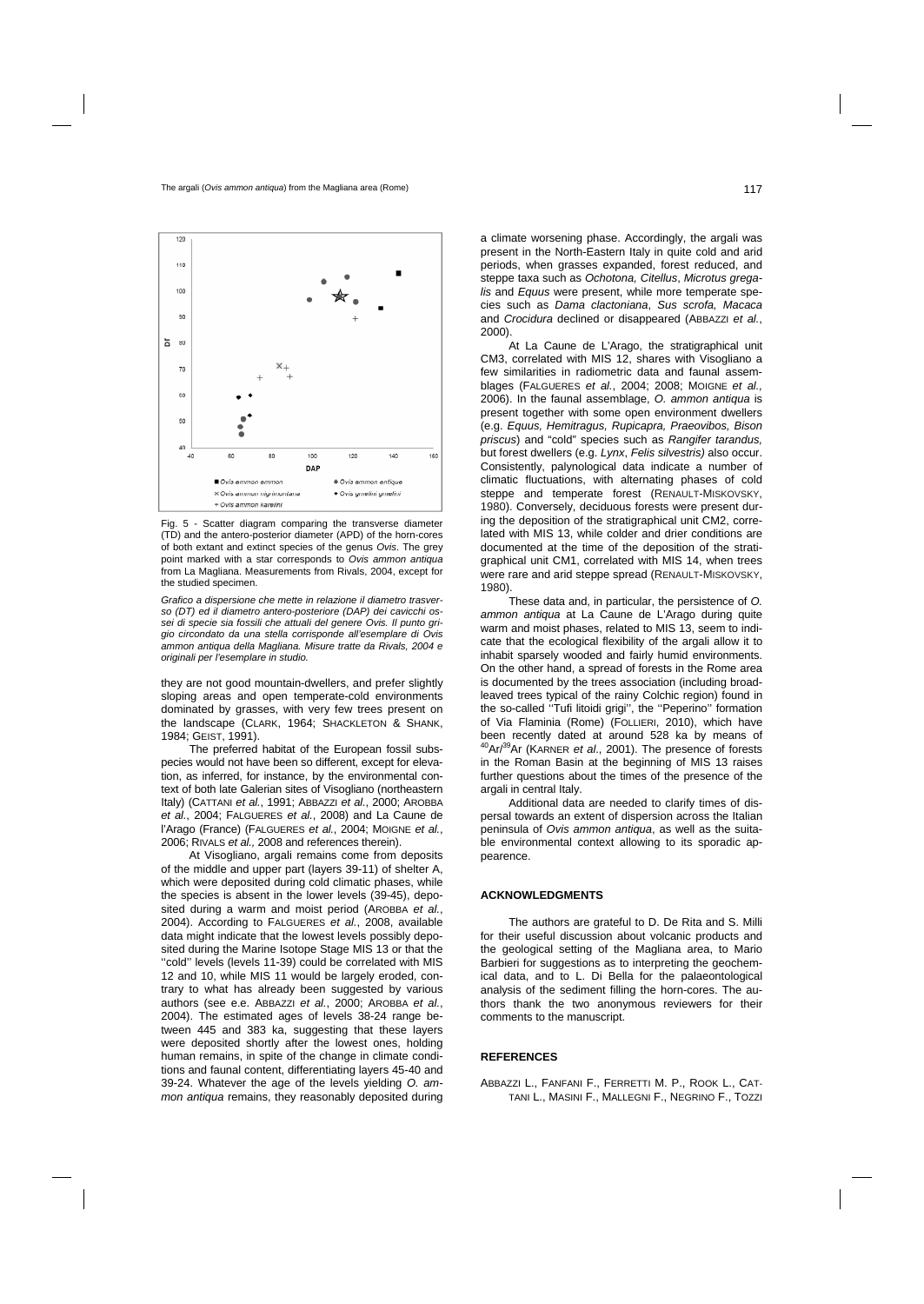Fig. 5 - Scatter diagram comparing the transverse diameter (TD) and the antero-posterior diameter (APD) of the horn-cores of both extant and extinct species of the genus *Ovis*. The grey point marked with a star corresponds to *Ovis ammon antiqua* from La Magliana. Measurements from Rivals, 2004, except for the studied specimen.

*Grafico a dispersione che mette in relazione il diametro trasverso (DT) ed il diametro antero-posteriore (DAP) dei cavicchi ossei di specie sia fossili che attuali del genere Ovis. Il punto grigio circondato da una stella corrisponde all'esemplare di Ovis ammon antiqua della Magliana. Misure tratte da Rivals, 2004 e originali per l'esemplare in studio.*

they are not good mountain-dwellers, and prefer slightly sloping areas and open temperate-cold environments dominated by grasses, with very few trees present on the landscape (CLARK, 1964; SHACKLETON & SHANK, 1984; GEIST, 1991).

The preferred habitat of the European fossil subspecies would not have been so different, except for elevation, as inferred, for instance, by the environmental context of both late Galerian sites of Visogliano (northeastern Italy) (CATTANI *et al.*, 1991; ABBAZZI *et al.*, 2000; AROBBA *et al.*, 2004; FALGUERES *et al.*, 2008) and La Caune de l'Arago (France) (FALGUERES *et al.*, 2004; MOIGNE *et al.*, 2006; RIVALS *et al.*, 2008 and references therein).

At Visogliano, argali remains come from deposits of the middle and upper part (layers 39-11) of shelter A, which were deposited during cold climatic phases, while the species is absent in the lower levels (39-45), deposited during a warm and moist period (AROBBA *et al.*, 2004). According to FALGUERES *et al.*, 2008, available data might indicate that the lowest levels possibly deposited during the Marine Isotope Stage MIS 13 or that the ''cold'' levels (levels 11-39) could be correlated with MIS 12 and 10, while MIS 11 would be largely eroded, contrary to what has already been suggested by various authors (see e.e. ABBAZZI *et al.*, 2000; AROBBA *et al.*, 2004). The estimated ages of levels 38-24 range between 445 and 383 ka, suggesting that these layers were deposited shortly after the lowest ones, holding human remains, in spite of the change in climate conditions and faunal content, differentiating layers 45-40 and 39-24. Whatever the age of the levels yielding *O. ammon antiqua* remains, they reasonably deposited during a climate worsening phase. Accordingly, the argali was present in the North-Eastern Italy in quite cold and arid periods, when grasses expanded, forest reduced, and steppe taxa such as *Ochotona, Citellus*, *Microtus gregalis* and *Equus* were present, while more temperate species such as *Dama clactoniana*, *Sus scrofa, Macaca* and *Crocidura* declined or disappeared (ABBAZZI *et al.*, 2000).

At La Caune de L'Arago, the stratigraphical unit CM3, correlated with MIS 12, shares with Visogliano a few similarities in radiometric data and faunal assemblages (FALGUERES *et al.*, 2004; 2008; MOIGNE *et al.*, 2006). In the faunal assemblage, *O. ammon antiqua* is present together with some open environment dwellers (e.g. *Equus, Hemitragus, Rupicapra, Praeovibos, Bison priscus*) and "cold" species such as *Rangifer tarandus,* but forest dwellers (e.g. *Lynx*, *Felis silvestris)* also occur. Consistently, palynological data indicate a number of climatic fluctuations, with alternating phases of cold steppe and temperate forest (RENAULT-MISKOVSKY, 1980). Conversely, deciduous forests were present during the deposition of the stratigraphical unit CM2, correlated with MIS 13, while colder and drier conditions are documented at the time of the deposition of the stratigraphical unit CM1, correlated with MIS 14, when trees were rare and arid steppe spread (RENAULT-MISKOVSKY, 1980).

These data and, in particular, the persistence of *O. ammon antiqua* at La Caune de L'Arago during quite warm and moist phases, related to MIS 13, seem to indicate that the ecological flexibility of the argali allow it to inhabit sparsely wooded and fairly humid environments. On the other hand, a spread of forests in the Rome area is documented by the trees association (including broad-leaved trees typical of the rainy Colchic region) found in the so-called ''Tufi litoidi grigi'', the ''Peperino'' formation of Via Flaminia (Rome) (FOLLIERI, 2010), which have been recently dated at around 528 ka by means of $^{40}Ar/^{39}Ar$ (KARNER *et al*., 2001). The presence of forests in the Roman Basin at the beginning of MIS 13 raises further questions about the times of the presence of the argali in central Italy.

Additional data are needed to clarify times of dispersal towards an extent of dispersion across the Italian peninsula of *Ovis ammon antiqua*, as well as the suitable environmental context allowing to its sporadic appearence.

## ACKNOWLEDGMENTS

The authors are grateful to D. De Rita and S. Milli for their useful discussion about volcanic products and the geological setting of the Magliana area, to Mario Barbieri for suggestions as to interpreting the geochemical data, and to L. Di Bella for the palaeontological analysis of the sediment filling the horn-cores. The authors thank the two anonymous reviewers for their comments to the manuscript.

## REFERENCES

ABBAZZI L., FANFANI F., FERRETTI M. P., ROOK L., CATTANI L., MASINI F., MALLEGNI F., NEGRINO F., TOZZI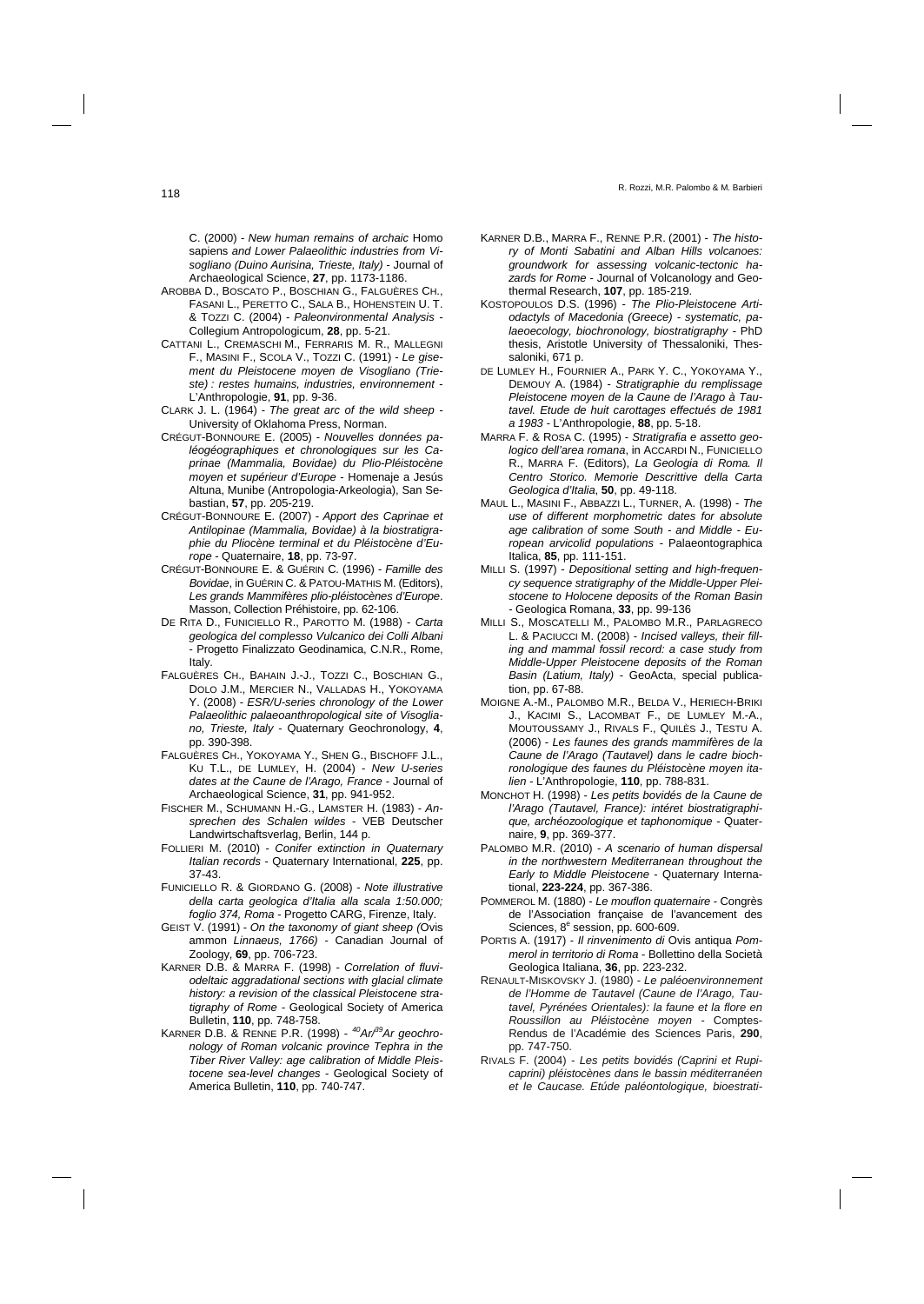C. (2000) - *New human remains of archaic* Homo sapiens *and Lower Palaeolithic industries from Visogliano (Duino Aurisina, Trieste, Italy)* - Journal of Archaeological Science, **27**, pp. 1173-1186.

Arobba D., Boscato P., Boschian G., Falguères Ch., Fasani L., Peretto C., Sala B., Hohenstein U. T. & Tozzi C. (2004) - *Paleonvironmental Analysis* - Collegium Antropologicum, **28**, pp. 5-21.

Cattani L., Cremaschi M., Ferraris M. R., Mallegni F., Masini F., Scola V., Tozzi C. (1991) - *Le gisement du Pleistocene moyen de Visogliano (Trieste) : restes humains, industries, environnement* - L'Anthropologie, **91**, pp. 9-36.

Clark J. L. (1964) - *The great arc of the wild sheep* - University of Oklahoma Press, Norman.

Crégut-Bonnoure E. (2005) - *Nouvelles données paléogéographiques et chronologiques sur les Caprinae (Mammalia, Bovidae) du Plio-Pléistocène moyen et supérieur d'Europe* - Homenaje a Jesús Altuna, Munibe (Antropologia-Arkeologia), San Sebastian, **57**, pp. 205-219.

Crégut-Bonnoure E. (2007) - *Apport des Caprinae et Antilopinae (Mammalia, Bovidae) à la biostratigraphie du Pliocène terminal et du Pléistocène d'Europe* - Quaternaire, **18**, pp. 73-97.

Crégut-Bonnoure E. & Guérin C. (1996) - *Famille des Bovidae*, in Guérin C. & Patou-Mathis M. (Editors), *Les grands Mammifères plio-pléistocènes d'Europe*. Masson, Collection Préhistoire, pp. 62-106.

De Rita D., Funiciello R., Parotto M. (1988) - *Carta geologica del complesso Vulcanico dei Colli Albani* - Progetto Finalizzato Geodinamica, C.N.R., Rome, Italy.

Falguères Ch., Bahain J.-J., Tozzi C., Boschian G., Dolo J.M., Mercier N., Valladas H., Yokoyama Y. (2008) - *ESR/U-series chronology of the Lower Palaeolithic palaeoanthropological site of Visogliano, Trieste, Italy* - Quaternary Geochronology, **4**, pp. 390-398.

Falguères Ch., Yokoyama Y., Shen G., Bischoff J.L., Ku T.L., de Lumley, H. (2004) - *New U-series dates at the Caune de l'Arago, France* - Journal of Archaeological Science, **31**, pp. 941-952.

Fischer M., Schumann H.-G., Lamster H. (1983) - *Ansprechen des Schalen wildes* - VEB Deutscher Landwirtschaftsverlag, Berlin, 144 p.

Follieri M. (2010) - *Conifer extinction in Quaternary Italian records* - Quaternary International, **225**, pp. 37-43.

Funiciello R. & Giordano G. (2008) - *Note illustrative della carta geologica d'Italia alla scala 1:50.000; foglio 374, Roma* - Progetto CARG, Firenze, Italy.

Geist V. (1991) - *On the taxonomy of giant sheep (*Ovis ammon *Linnaeus, 1766)* - Canadian Journal of Zoology, **69**, pp. 706-723.

Karner D.B. & Marra F. (1998) - *Correlation of fluviodeltaic aggradational sections with glacial climate history: a revision of the classical Pleistocene stratigraphy of Rome* - Geological Society of America Bulletin, **110**, pp. 748-758.

Karner D.B. & Renne P.R. (1998) - *$^{40}Ar/^{39}Ar$ geochronology of Roman volcanic province Tephra in the Tiber River Valley: age calibration of Middle Pleistocene sea-level changes* - Geological Society of America Bulletin, **110**, pp. 740-747.

Karner D.B., Marra F., Renne P.R. (2001) - *The history of Monti Sabatini and Alban Hills volcanoes: groundwork for assessing volcanic-tectonic hazards for Rome* - Journal of Volcanology and Geothermal Research, **107**, pp. 185-219.

Kostopoulos D.S. (1996) - *The Plio-Pleistocene Artiodactyls of Macedonia (Greece) - systematic, palaeoecology, biochronology, biostratigraphy* - PhD thesis, Aristotle University of Thessaloniki, Thessaloniki, 671 p.

de Lumley H., Fournier A., Park Y. C., Yokoyama Y., Demouy A. (1984) - *Stratigraphie du remplissage Pleistocene moyen de la Caune de l'Arago à Tautavel. Etude de huit carottages effectués de 1981 a 1983* - L'Anthropologie, **88**, pp. 5-18.

Marra F. & Rosa C. (1995) - *Stratigrafia e assetto geologico dell'area romana*, in Accardi N., Funiciello R., Marra F. (Editors), *La Geologia di Roma. Il Centro Storico. Memorie Descrittive della Carta Geologica d'Italia*, **50**, pp. 49-118.

Maul L., Masini F., Abbazzi L., Turner, A. (1998) - *The use of different morphometric dates for absolute age calibration of some South - and Middle - European arvicolid populations* - Palaeontographica Italica, **85**, pp. 111-151.

Milli S. (1997) - *Depositional setting and high-frequency sequence stratigraphy of the Middle-Upper Pleistocene to Holocene deposits of the Roman Basin* - Geologica Romana, **33**, pp. 99-136

Milli S., Moscatelli M., Palombo M.R., Parlagreco L. & Paciucci M. (2008) - *Incised valleys, their filling and mammal fossil record: a case study from Middle-Upper Pleistocene deposits of the Roman Basin (Latium, Italy)* - GeoActa, special publication, pp. 67-88.

Moigne A.-M., Palombo M.R., Belda V., Heriech-Briki J., Kacimi S., Lacombat F., de Lumley M.-A., Moutoussamy J., Rivals F., Quilès J., Testu A. (2006) - *Les faunes des grands mammifères de la Caune de l'Arago (Tautavel) dans le cadre biochronologique des faunes du Pléistocène moyen italien* - L'Anthropologie, **110**, pp. 788-831.

Monchot H. (1998) - *Les petits bovidés de la Caune de l'Arago (Tautavel, France): intéret biostratigraphique, archéozoologique et taphonomique* - Quaternaire, **9**, pp. 369-377.

Palombo M.R. (2010) - *A scenario of human dispersal in the northwestern Mediterranean throughout the Early to Middle Pleistocene* - Quaternary International, **223-224**, pp. 367-386.

Pommerol M. (1880) - *Le mouflon quaternaire* - Congrès de l'Association française de l'avancement des Sciences, 8[e] session, pp. 600-609.

Portis A. (1917) - *Il rinvenimento di* Ovis antiqua *Pommerol in territorio di Roma* - Bollettino della Società Geologica Italiana, **36**, pp. 223-232.

Renault-Miskovsky J. (1980) - *Le paléoenvironnement de l'Homme de Tautavel (Caune de l'Arago, Tautavel, Pyrénées Orientales): la faune et la flore en Roussillon au Pléistocène moyen* - Comptes-Rendus de l'Académie des Sciences Paris, **290**, pp. 747-750.

Rivals F. (2004) - *Les petits bovidés (Caprini et Rupicaprini) pléistocènes dans le bassin méditerranéen et le Caucase. Etúde paléontologique, bioestrati-*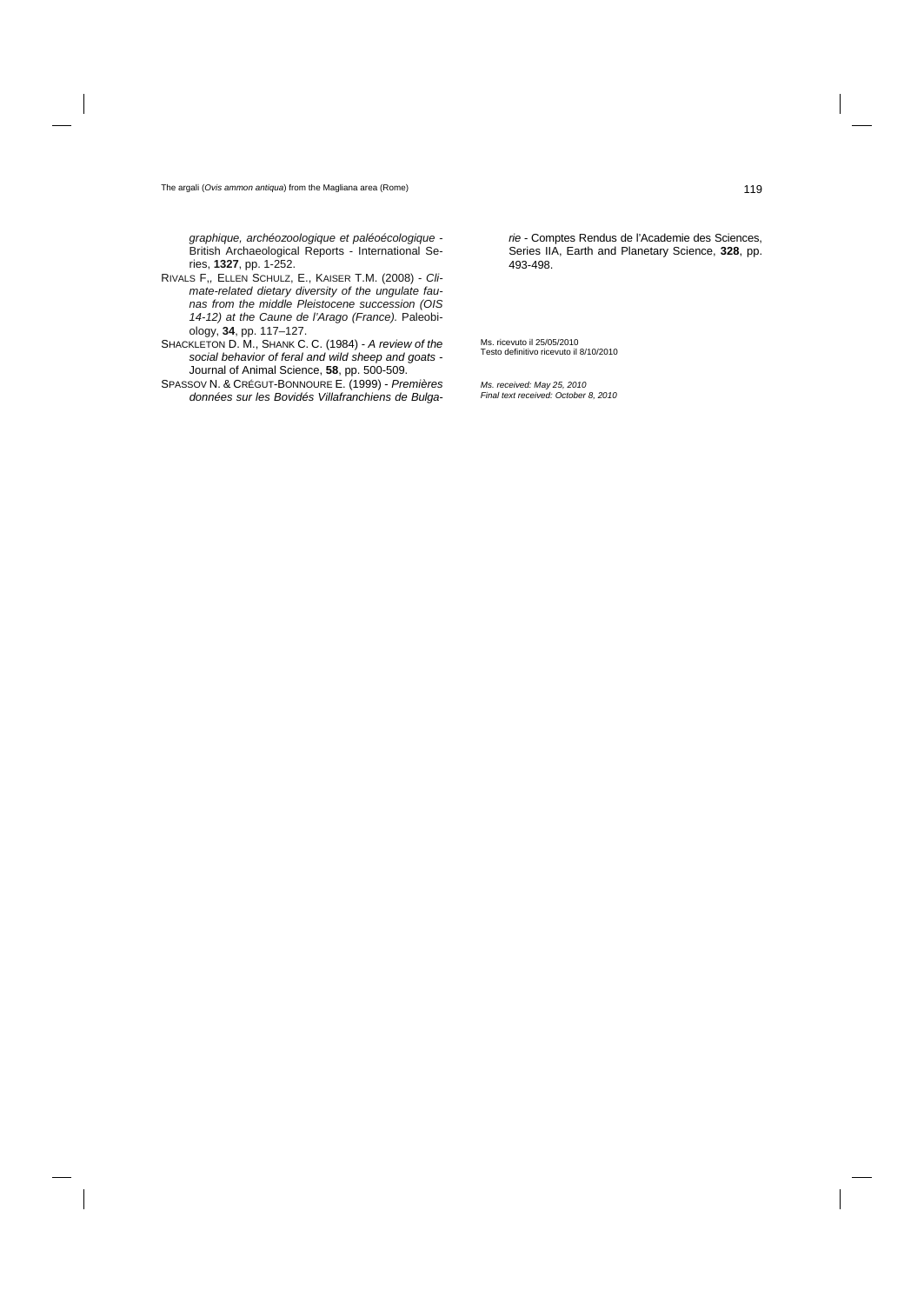*graphique, archéozoologique et paléoécologique* - British Archaeological Reports - International Series, **1327**, pp. 1-252.

RIVALS F,, ELLEN SCHULZ, E., KAISER T.M. (2008) - *Climate-related dietary diversity of the ungulate faunas from the middle Pleistocene succession (OIS 14-12) at the Caune de l'Arago (France).* Paleobiology, **34**, pp. 117–127.

SHACKLETON D. M., SHANK C. C. (1984) - *A review of the social behavior of feral and wild sheep and goats* - Journal of Animal Science, **58**, pp. 500-509.

SPASSOV N. & CRÉGUT-BONNOURE E. (1999) - *Premières données sur les Bovidés Villafranchiens de Bulgarie* - Comptes Rendus de l'Academie des Sciences, Series IIA, Earth and Planetary Science, **328**, pp. 493-498.

Ms. ricevuto il 25/05/2010
Testo definitivo ricevuto il 8/10/2010

*Ms. received: May 25, 2010*
*Final text received: October 8, 2010*